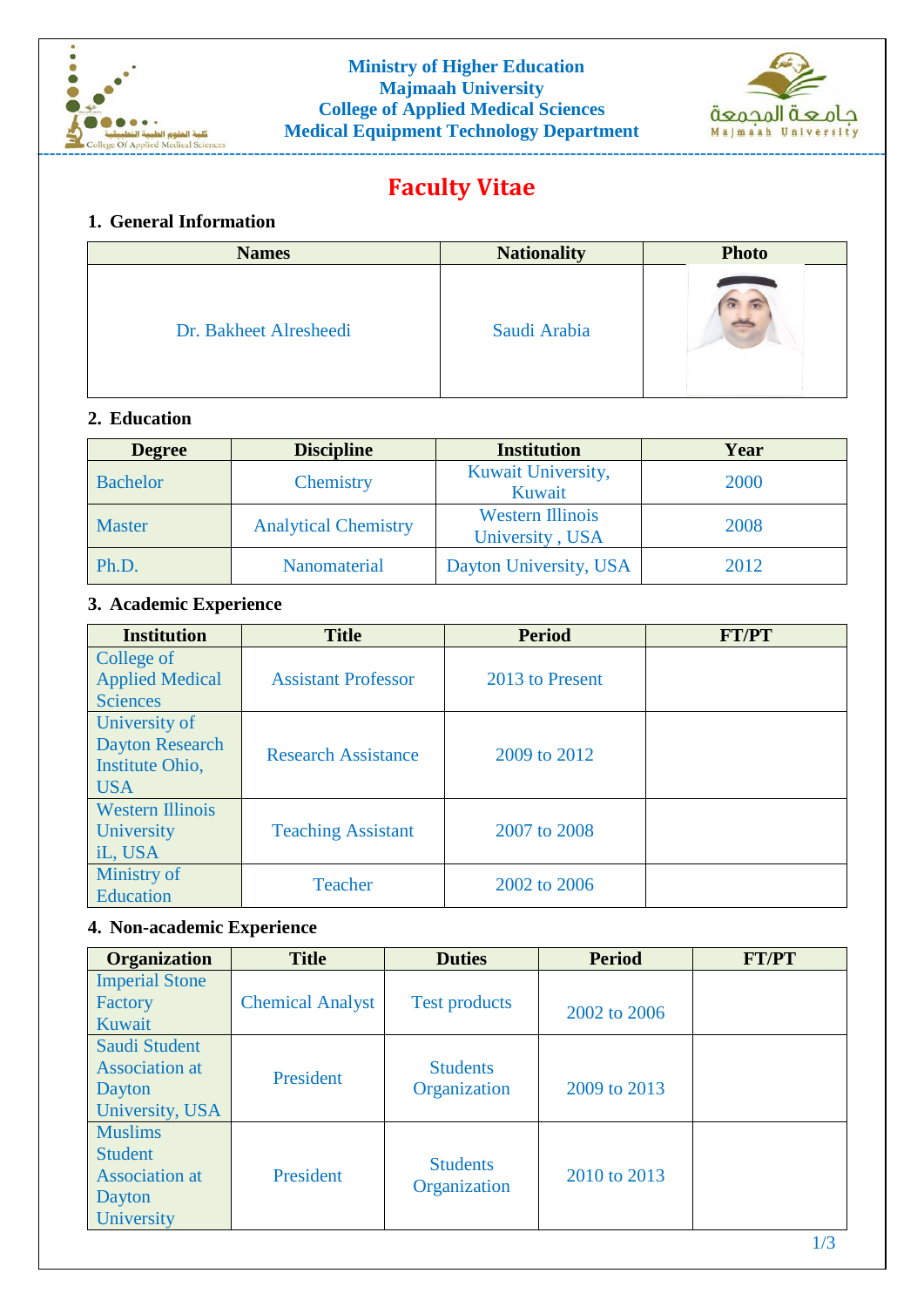**Ministry of Higher Education**
**Majmaah University**
**College of Applied Medical Sciences**
**Medical Equipment Technology Department**

# Faculty Vitae

## 1. General Information

| Names | Nationality | Photo |
|---|---|---|
| Dr. Bakheet Alresheedi | Saudi Arabia | |

## 2. Education

| Degree | Discipline | Institution | Year |
|---|---|---|---|
| Bachelor | Chemistry | Kuwait University, Kuwait | 2000 |
| Master | Analytical Chemistry | Western Illinois University , USA | 2008 |
| Ph.D. | Nanomaterial | Dayton University, USA | 2012 |

## 3. Academic Experience

| Institution | Title | Period | FT/PT |
|---|---|---|---|
| College of Applied Medical Sciences | Assistant Professor | 2013 to Present | |
| University of Dayton Research Institute Ohio, USA | Research Assistance | 2009 to 2012 | |
| Western Illinois University iL, USA | Teaching Assistant | 2007 to 2008 | |
| Ministry of Education | Teacher | 2002 to 2006 | |

## 4. Non-academic Experience

| Organization | Title | Duties | Period | FT/PT |
|---|---|---|---|---|
| Imperial Stone Factory Kuwait | Chemical Analyst | Test products | 2002 to 2006 | |
| Saudi Student Association at Dayton University, USA | President | Students Organization | 2009 to 2013 | |
| Muslims Student Association at Dayton University | President | Students Organization | 2010 to 2013 | |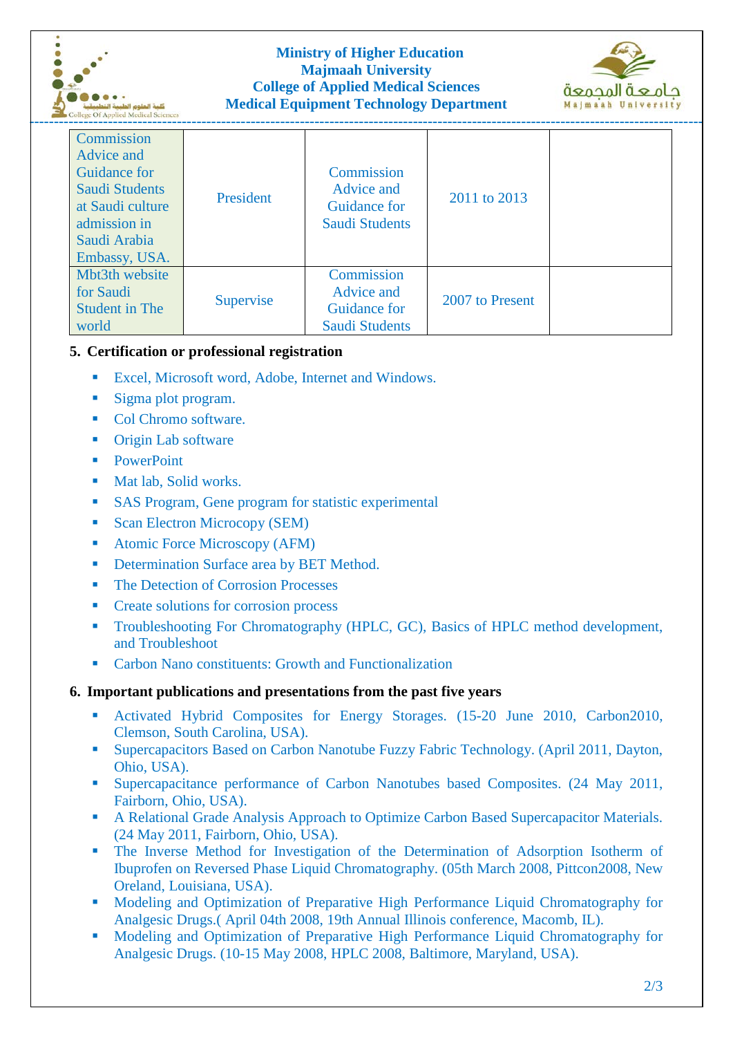| | | | | |
|---|---|---|---|---|
| Commission Advice and Guidance for Saudi Students at Saudi culture admission in Saudi Arabia Embassy, USA. | President | Commission Advice and Guidance for Saudi Students | 2011 to 2013 | |
| Mbt3th website for Saudi Student in The world | Supervise | Commission Advice and Guidance for Saudi Students | 2007 to Present | |

## 5. Certification or professional registration

- Excel, Microsoft word, Adobe, Internet and Windows.
- Sigma plot program.
- Col Chromo software.
- Origin Lab software
- PowerPoint
- Mat lab, Solid works.
- SAS Program, Gene program for statistic experimental
- Scan Electron Microcopy (SEM)
- Atomic Force Microscopy (AFM)
- Determination Surface area by BET Method.
- The Detection of Corrosion Processes
- Create solutions for corrosion process
- Troubleshooting For Chromatography (HPLC, GC), Basics of HPLC method development, and Troubleshoot
- Carbon Nano constituents: Growth and Functionalization

## 6. Important publications and presentations from the past five years

- Activated Hybrid Composites for Energy Storages. (15-20 June 2010, Carbon2010, Clemson, South Carolina, USA).
- Supercapacitors Based on Carbon Nanotube Fuzzy Fabric Technology. (April 2011, Dayton, Ohio, USA).
- Supercapacitance performance of Carbon Nanotubes based Composites. (24 May 2011, Fairborn, Ohio, USA).
- A Relational Grade Analysis Approach to Optimize Carbon Based Supercapacitor Materials. (24 May 2011, Fairborn, Ohio, USA).
- The Inverse Method for Investigation of the Determination of Adsorption Isotherm of Ibuprofen on Reversed Phase Liquid Chromatography. (05th March 2008, Pittcon2008, New Oreland, Louisiana, USA).
- Modeling and Optimization of Preparative High Performance Liquid Chromatography for Analgesic Drugs.( April 04th 2008, 19th Annual Illinois conference, Macomb, IL).
- Modeling and Optimization of Preparative High Performance Liquid Chromatography for Analgesic Drugs. (10-15 May 2008, HPLC 2008, Baltimore, Maryland, USA).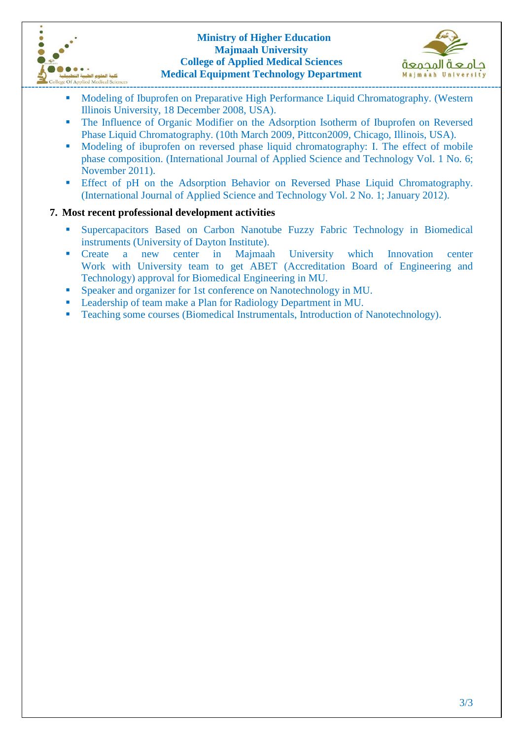- Modeling of Ibuprofen on Preparative High Performance Liquid Chromatography. (Western Illinois University, 18 December 2008, USA).
- The Influence of Organic Modifier on the Adsorption Isotherm of Ibuprofen on Reversed Phase Liquid Chromatography. (10th March 2009, Pittcon2009, Chicago, Illinois, USA).
- Modeling of ibuprofen on reversed phase liquid chromatography: I. The effect of mobile phase composition. (International Journal of Applied Science and Technology Vol. 1 No. 6; November 2011).
- Effect of pH on the Adsorption Behavior on Reversed Phase Liquid Chromatography. (International Journal of Applied Science and Technology Vol. 2 No. 1; January 2012).

**7. Most recent professional development activities**

- Supercapacitors Based on Carbon Nanotube Fuzzy Fabric Technology in Biomedical instruments (University of Dayton Institute).
- Create a new center in Majmaah University which Innovation center Work with University team to get ABET (Accreditation Board of Engineering and Technology) approval for Biomedical Engineering in MU.
- Speaker and organizer for 1st conference on Nanotechnology in MU.
- Leadership of team make a Plan for Radiology Department in MU.
- Teaching some courses (Biomedical Instrumentals, Introduction of Nanotechnology).